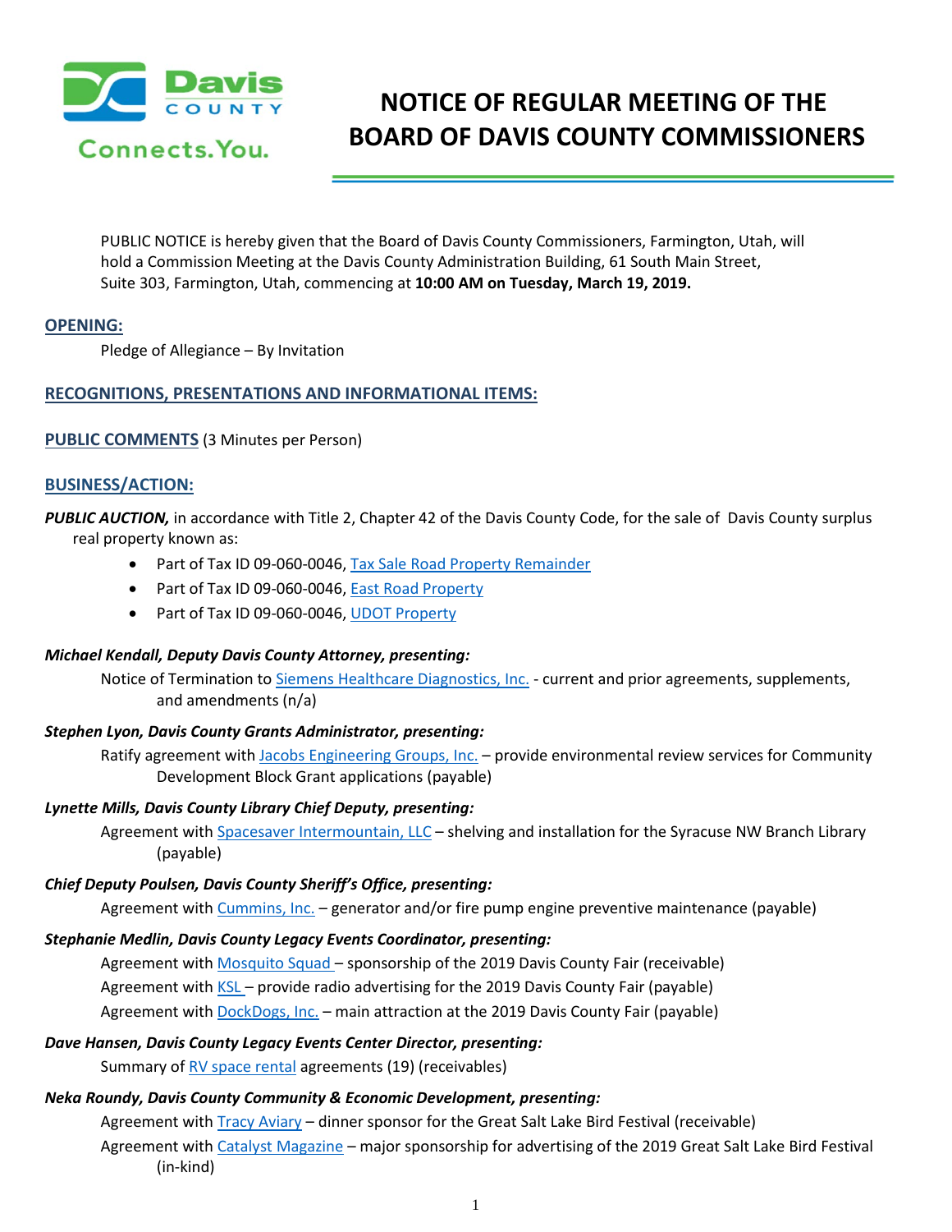# NOTICE OF REGULAR MEETING OF THE BOARD OF DAVIS COUNTY COMMISSIONERS

PUBLIC NOTICE is hereby given that the Board of Davis County Commissioners, Farmington, Utah, will hold a Commission Meeting at the Davis County Administration Building, 61 South Main Street, Suite 303, Farmington, Utah, commencing at **10:00 AM on Tuesday, March 19, 2019.**

## OPENING:

Pledge of Allegiance – By Invitation

## RECOGNITIONS, PRESENTATIONS AND INFORMATIONAL ITEMS:

## PUBLIC COMMENTS (3 Minutes per Person)

## BUSINESS/ACTION:

***PUBLIC AUCTION,*** in accordance with Title 2, Chapter 42 of the Davis County Code, for the sale of Davis County surplus real property known as:

- Part of Tax ID 09-060-0046, Tax Sale Road Property Remainder
- Part of Tax ID 09-060-0046, East Road Property
- Part of Tax ID 09-060-0046, UDOT Property

***Michael Kendall, Deputy Davis County Attorney, presenting:***

Notice of Termination to Siemens Healthcare Diagnostics, Inc. - current and prior agreements, supplements, and amendments (n/a)

***Stephen Lyon, Davis County Grants Administrator, presenting:***

Ratify agreement with Jacobs Engineering Groups, Inc. – provide environmental review services for Community Development Block Grant applications (payable)

***Lynette Mills, Davis County Library Chief Deputy, presenting:***

Agreement with Spacesaver Intermountain, LLC – shelving and installation for the Syracuse NW Branch Library (payable)

***Chief Deputy Poulsen, Davis County Sheriff's Office, presenting:***

Agreement with Cummins, Inc. – generator and/or fire pump engine preventive maintenance (payable)

***Stephanie Medlin, Davis County Legacy Events Coordinator, presenting:***

Agreement with Mosquito Squad – sponsorship of the 2019 Davis County Fair (receivable)

Agreement with KSL – provide radio advertising for the 2019 Davis County Fair (payable)

Agreement with DockDogs, Inc. – main attraction at the 2019 Davis County Fair (payable)

***Dave Hansen, Davis County Legacy Events Center Director, presenting:***

Summary of RV space rental agreements (19) (receivables)

***Neka Roundy, Davis County Community & Economic Development, presenting:***

Agreement with Tracy Aviary – dinner sponsor for the Great Salt Lake Bird Festival (receivable)

Agreement with Catalyst Magazine – major sponsorship for advertising of the 2019 Great Salt Lake Bird Festival (in-kind)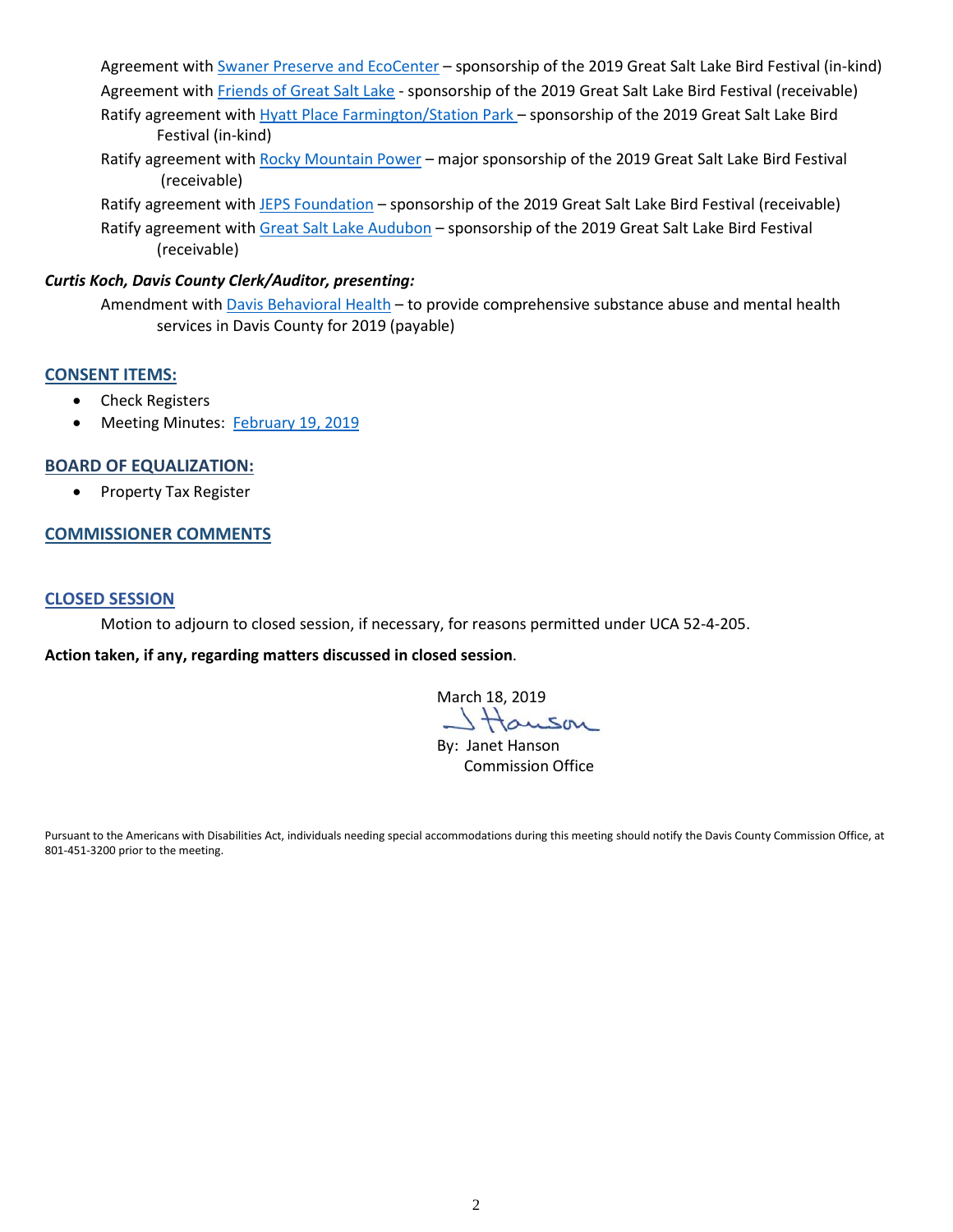Agreement with Swaner Preserve and EcoCenter – sponsorship of the 2019 Great Salt Lake Bird Festival (in-kind)

Agreement with Friends of Great Salt Lake - sponsorship of the 2019 Great Salt Lake Bird Festival (receivable)

Ratify agreement with Hyatt Place Farmington/Station Park – sponsorship of the 2019 Great Salt Lake Bird Festival (in-kind)

Ratify agreement with Rocky Mountain Power – major sponsorship of the 2019 Great Salt Lake Bird Festival (receivable)

Ratify agreement with JEPS Foundation – sponsorship of the 2019 Great Salt Lake Bird Festival (receivable)

Ratify agreement with Great Salt Lake Audubon – sponsorship of the 2019 Great Salt Lake Bird Festival (receivable)

***Curtis Koch, Davis County Clerk/Auditor, presenting:***

Amendment with Davis Behavioral Health – to provide comprehensive substance abuse and mental health services in Davis County for 2019 (payable)

## CONSENT ITEMS:

- Check Registers
- Meeting Minutes: February 19, 2019

## BOARD OF EQUALIZATION:

- Property Tax Register

## COMMISSIONER COMMENTS

## CLOSED SESSION

Motion to adjourn to closed session, if necessary, for reasons permitted under UCA 52-4-205.

**Action taken, if any, regarding matters discussed in closed session**.

March 18, 2019

J Hanson

By: Janet Hanson
Commission Office

Pursuant to the Americans with Disabilities Act, individuals needing special accommodations during this meeting should notify the Davis County Commission Office, at 801-451-3200 prior to the meeting.